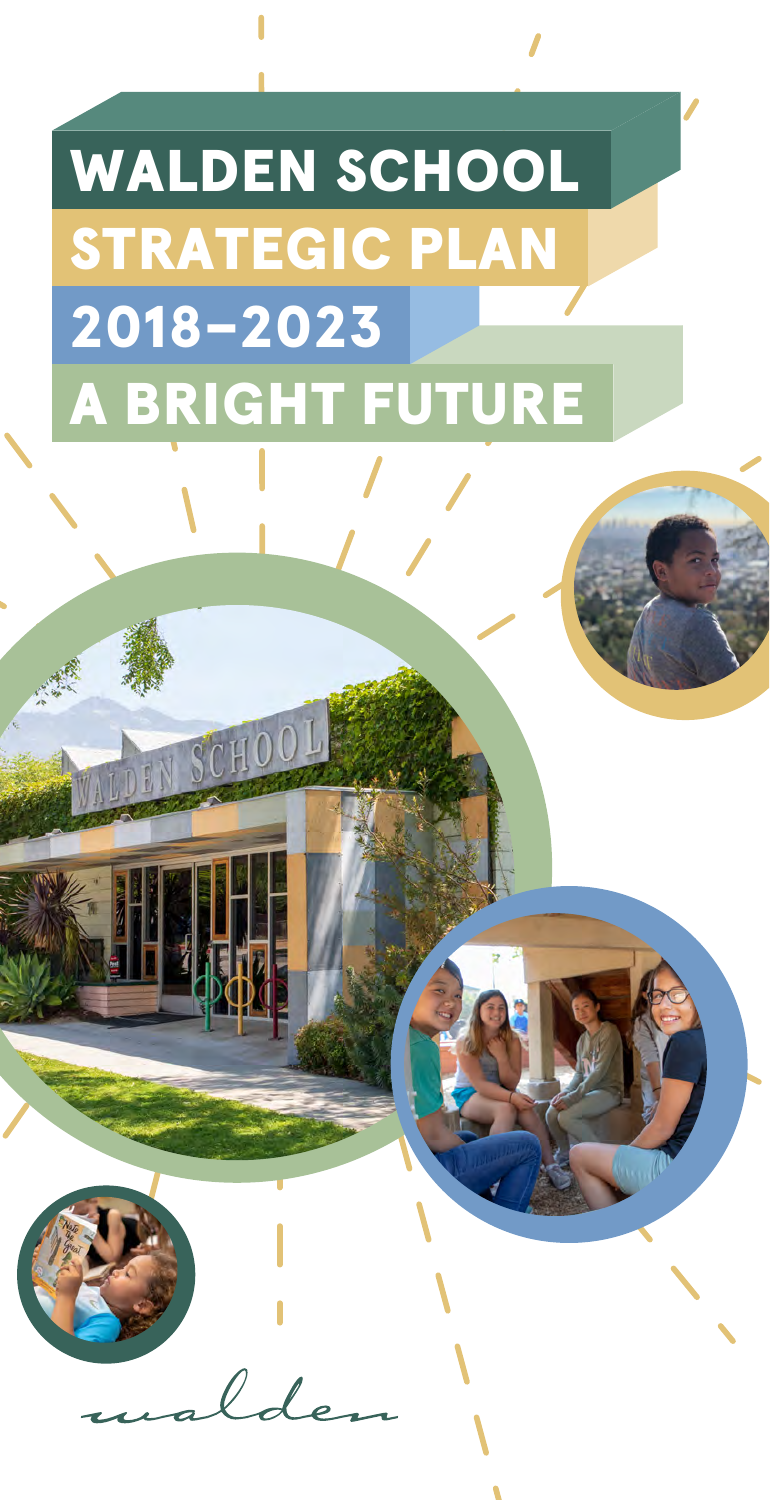# WALDEN SCHOOL
## STRATEGIC PLAN
## 2018–2023
## A BRIGHT FUTURE

walden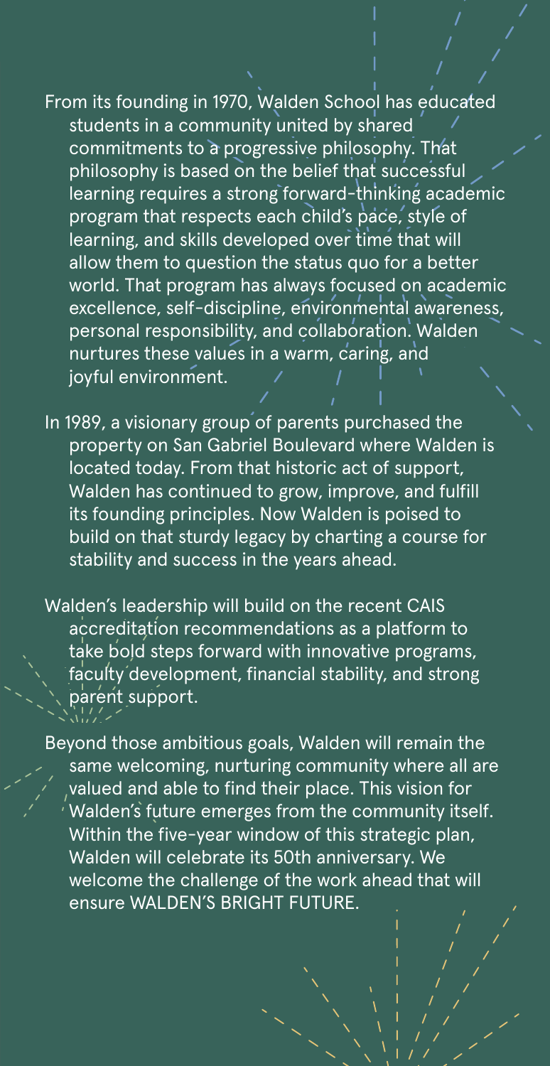From its founding in 1970, Walden School has educated students in a community united by shared commitments to a progressive philosophy. That philosophy is based on the belief that successful learning requires a strong forward-thinking academic program that respects each child's pace, style of learning, and skills developed over time that will allow them to question the status quo for a better world. That program has always focused on academic excellence, self-discipline, environmental awareness, personal responsibility, and collaboration. Walden nurtures these values in a warm, caring, and joyful environment.

In 1989, a visionary group of parents purchased the property on San Gabriel Boulevard where Walden is located today. From that historic act of support, Walden has continued to grow, improve, and fulfill its founding principles. Now Walden is poised to build on that sturdy legacy by charting a course for stability and success in the years ahead.

Walden's leadership will build on the recent CAIS accreditation recommendations as a platform to take bold steps forward with innovative programs, faculty development, financial stability, and strong parent support.

Beyond those ambitious goals, Walden will remain the same welcoming, nurturing community where all are valued and able to find their place. This vision for Walden's future emerges from the community itself. Within the five-year window of this strategic plan, Walden will celebrate its 50th anniversary. We welcome the challenge of the work ahead that will ensure WALDEN'S BRIGHT FUTURE.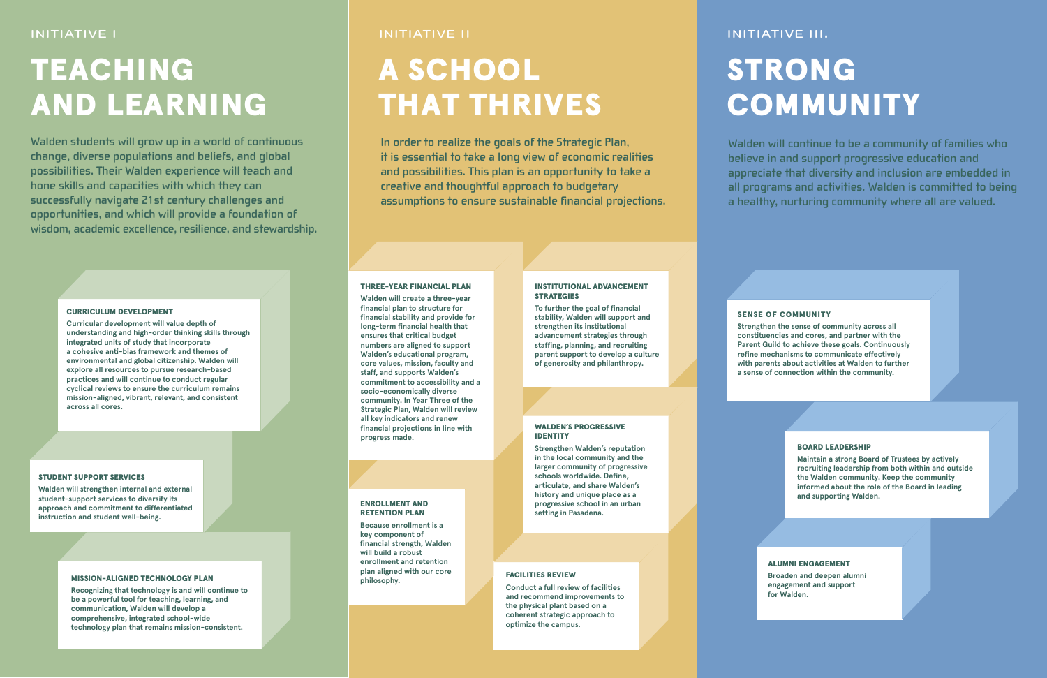INITIATIVE I

# TEACHING AND LEARNING

Walden students will grow up in a world of continuous change, diverse populations and beliefs, and global possibilities. Their Walden experience will teach and hone skills and capacities with which they can successfully navigate 21st century challenges and opportunities, and which will provide a foundation of wisdom, academic excellence, resilience, and stewardship.

### CURRICULUM DEVELOPMENT

Curricular development will value depth of understanding and high-order thinking skills through integrated units of study that incorporate a cohesive anti-bias framework and themes of environmental and global citizenship. Walden will explore all resources to pursue research-based practices and will continue to conduct regular cyclical reviews to ensure the curriculum remains mission-aligned, vibrant, relevant, and consistent across all cores.

### STUDENT SUPPORT SERVICES

Walden will strengthen internal and external student-support services to diversify its approach and commitment to differentiated instruction and student well-being.

### MISSION-ALIGNED TECHNOLOGY PLAN

Recognizing that technology is and will continue to be a powerful tool for teaching, learning, and communication, Walden will develop a comprehensive, integrated school-wide technology plan that remains mission-consistent.

INITIATIVE II

# A SCHOOL THAT THRIVES

In order to realize the goals of the Strategic Plan, it is essential to take a long view of economic realities and possibilities. This plan is an opportunity to take a creative and thoughtful approach to budgetary assumptions to ensure sustainable financial projections.

### THREE-YEAR FINANCIAL PLAN

Walden will create a three-year financial plan to structure for financial stability and provide for long-term financial health that ensures that critical budget numbers are aligned to support Walden's educational program, core values, mission, faculty and staff, and supports Walden's commitment to accessibility and a socio-economically diverse community. In Year Three of the Strategic Plan, Walden will review all key indicators and renew financial projections in line with progress made.

### INSTITUTIONAL ADVANCEMENT STRATEGIES

To further the goal of financial stability, Walden will support and strengthen its institutional advancement strategies through staffing, planning, and recruiting parent support to develop a culture of generosity and philanthropy.

### ENROLLMENT AND RETENTION PLAN

Because enrollment is a key component of financial strength, Walden will build a robust enrollment and retention plan aligned with our core philosophy.

### WALDEN'S PROGRESSIVE IDENTITY

Strengthen Walden's reputation in the local community and the larger community of progressive schools worldwide. Define, articulate, and share Walden's history and unique place as a progressive school in an urban setting in Pasadena.

### FACILITIES REVIEW

Conduct a full review of facilities and recommend improvements to the physical plant based on a coherent strategic approach to optimize the campus.

INITIATIVE III.

# STRONG COMMUNITY

Walden will continue to be a community of families who believe in and support progressive education and appreciate that diversity and inclusion are embedded in all programs and activities. Walden is committed to being a healthy, nurturing community where all are valued.

### SENSE OF COMMUNITY

Strengthen the sense of community across all constituencies and cores, and partner with the Parent Guild to achieve these goals. Continuously refine mechanisms to communicate effectively with parents about activities at Walden to further a sense of connection within the community.

### BOARD LEADERSHIP

Maintain a strong Board of Trustees by actively recruiting leadership from both within and outside the Walden community. Keep the community informed about the role of the Board in leading and supporting Walden.

### ALUMNI ENGAGEMENT

Broaden and deepen alumni engagement and support for Walden.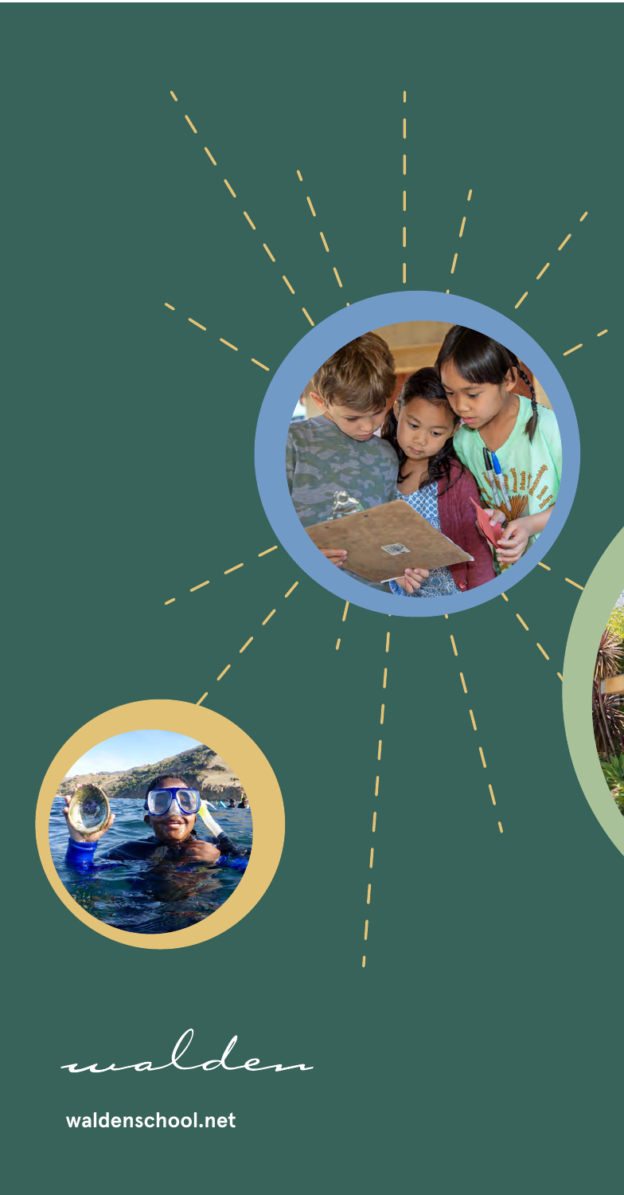walden

waldenschool.net